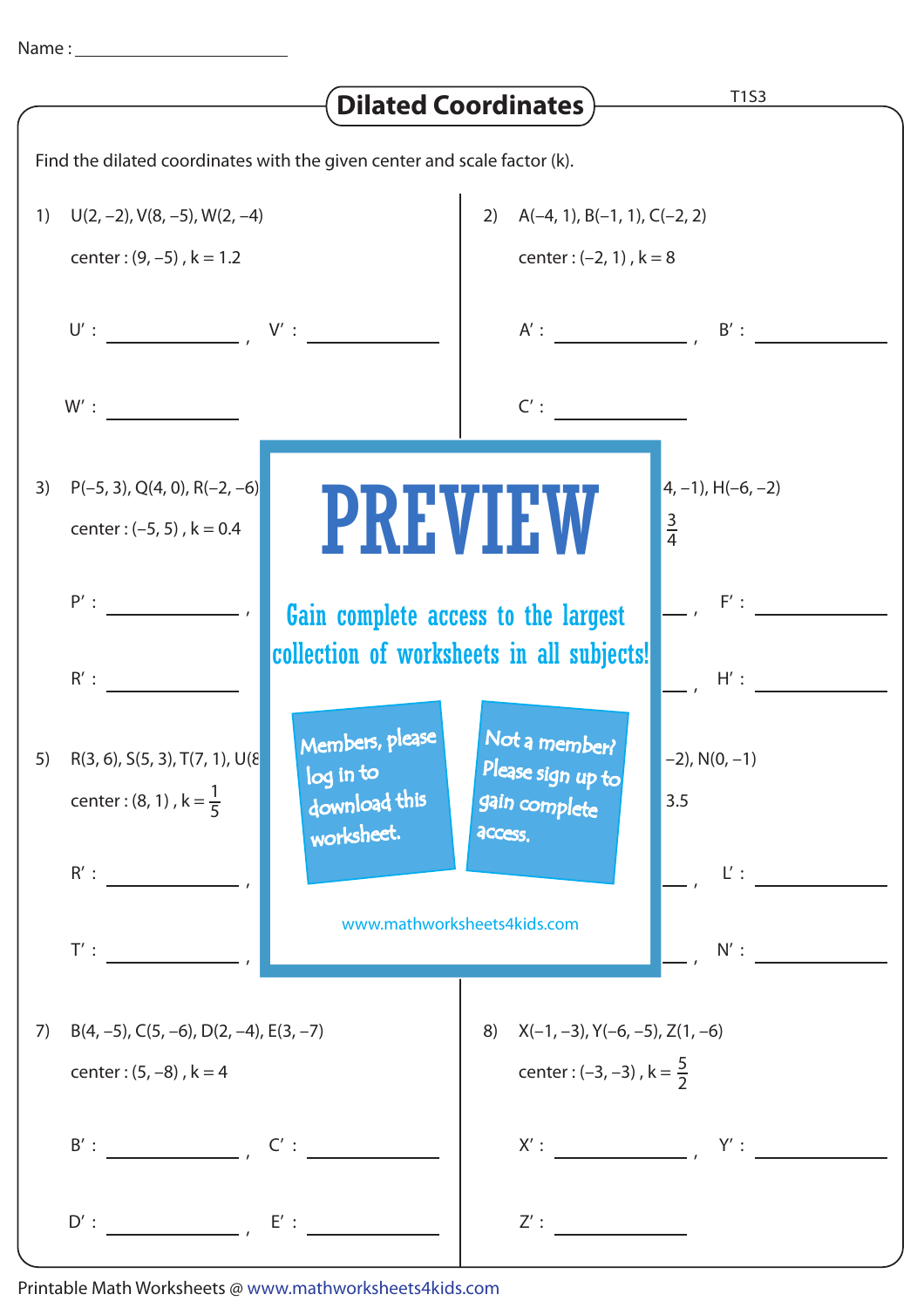Name : ______________________

# Dilated Coordinates

T1S3

Find the dilated coordinates with the given center and scale factor (k).

1) U(2, –2), V(8, –5), W(2, –4)

center : (9, –5) , k = 1.2

U′ : ____________ , V′ : ____________

W′ : ____________

2) A(–4, 1), B(–1, 1), C(–2, 2)

center : (–2, 1) , k = 8

A′ : ____________ , B′ : ____________

C′ : ____________

3) P(–5, 3), Q(4, 0), R(–2, –6)

center : (–5, 5) , k = 0.4

P′ : ____________ ,

R′ : ____________

4) 4, –1), H(–6, –2)

$\frac{3}{4}$

____________ , F′ : ____________

____________ , H′ : ____________

5) R(3, 6), S(5, 3), T(7, 1), U(8

center : (8, 1) , k = $\frac{1}{5}$

R′ : ____________ ,

T′ : ____________ ,

6) –2), N(0, –1)

3.5

____________ , L′ : ____________

____________ , N′ : ____________

PREVIEW

Gain complete access to the largest collection of worksheets in all subjects!

Members, please log in to download this worksheet.

Not a member? Please sign up to gain complete access.

www.mathworksheets4kids.com

7) B(4, –5), C(5, –6), D(2, –4), E(3, –7)

center : (5, –8) , k = 4

B′ : ____________ , C′ : ____________

D′ : ____________ , E′ : ____________

8) X(–1, –3), Y(–6, –5), Z(1, –6)

center : (–3, –3) , k = $\frac{5}{2}$

X′ : ____________ , Y′ : ____________

Z′ : ____________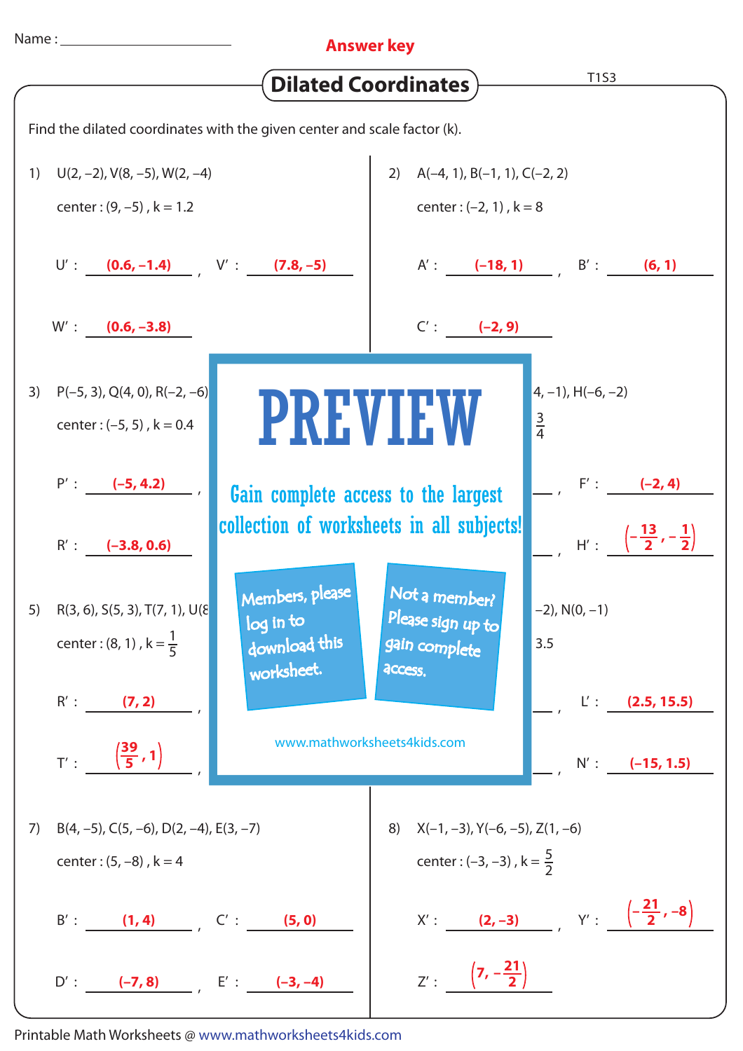Name : ______________________

**Answer key**

# Dilated Coordinates

T1S3

Find the dilated coordinates with the given center and scale factor (k).

1) U(2, –2), V(8, –5), W(2, –4)

center : (9, –5) , k = 1.2

U′ : **(0.6, –1.4)** , V′ : **(7.8, –5)**

W′ : **(0.6, –3.8)**

2) A(–4, 1), B(–1, 1), C(–2, 2)

center : (–2, 1) , k = 8

A′ : **(–18, 1)** , B′ : **(6, 1)**

C′ : **(–2, 9)**

3) P(–5, 3), Q(4, 0), R(–2, –6)

center : (–5, 5) , k = 0.4

P′ : **(–5, 4.2)** ,

R′ : **(–3.8, 0.6)**

4) 4, –1), H(–6, –2)

$\frac{3}{4}$

F′ : **(–2, 4)**

H′ : **$\left(-\frac{13}{2}, -\frac{1}{2}\right)$**

5) R(3, 6), S(5, 3), T(7, 1), U(8

center : (8, 1) , k = $\frac{1}{5}$

R′ : **(7, 2)** ,

T′ : **$\left(\frac{39}{5}, 1\right)$** ,

6) –2), N(0, –1)

3.5

L′ : **(2.5, 15.5)**

N′ : **(–15, 1.5)**

PREVIEW

Gain complete access to the largest collection of worksheets in all subjects!

Members, please log in to download this worksheet.

Not a member? Please sign up to gain complete access.

www.mathworksheets4kids.com

7) B(4, –5), C(5, –6), D(2, –4), E(3, –7)

center : (5, –8) , k = 4

B′ : **(1, 4)** , C′ : **(5, 0)**

D′ : **(–7, 8)** , E′ : **(–3, –4)**

8) X(–1, –3), Y(–6, –5), Z(1, –6)

center : (–3, –3) , k = $\frac{5}{2}$

X′ : **(2, –3)** , Y′ : **$\left(-\frac{21}{2}, -8\right)$**

Z′ : **$\left(7, -\frac{21}{2}\right)$**

Printable Math Worksheets @ www.mathworksheets4kids.com